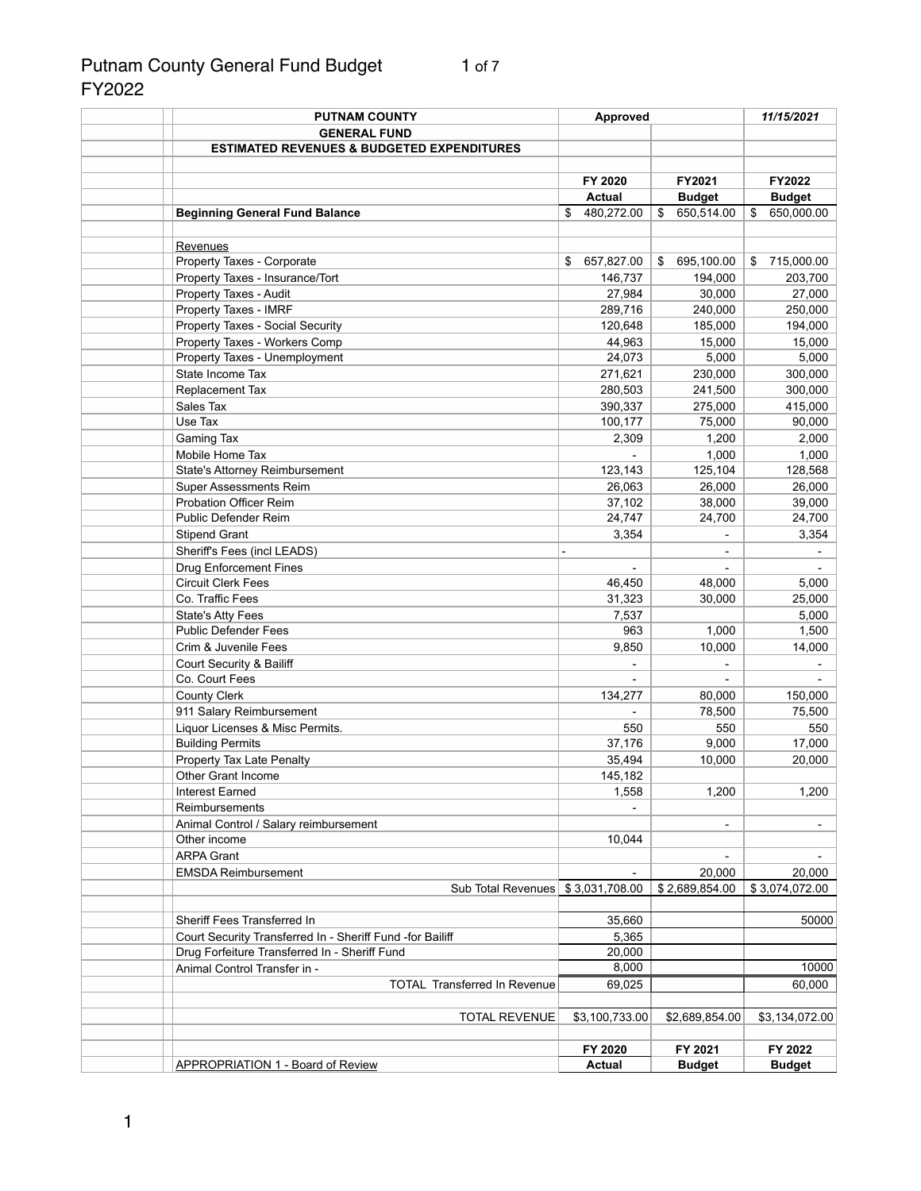# Putnam County General Fund Budget
FY2022

| PUTNAM COUNTY | Approved | | 11/15/2021 |
|---|---|---|---|
| GENERAL FUND | | | |
| ESTIMATED REVENUES & BUDGETED EXPENDITURES | | | |
| | FY 2020 | FY2021 | FY2022 |
| | Actual | Budget | Budget |
| **Beginning General Fund Balance** | $ 480,272.00 | $ 650,514.00 | $ 650,000.00 |
| Revenues | | | |
| Property Taxes - Corporate | $ 657,827.00 | $ 695,100.00 | $ 715,000.00 |
| Property Taxes - Insurance/Tort | 146,737 | 194,000 | 203,700 |
| Property Taxes - Audit | 27,984 | 30,000 | 27,000 |
| Property Taxes - IMRF | 289,716 | 240,000 | 250,000 |
| Property Taxes - Social Security | 120,648 | 185,000 | 194,000 |
| Property Taxes - Workers Comp | 44,963 | 15,000 | 15,000 |
| Property Taxes - Unemployment | 24,073 | 5,000 | 5,000 |
| State Income Tax | 271,621 | 230,000 | 300,000 |
| Replacement Tax | 280,503 | 241,500 | 300,000 |
| Sales Tax | 390,337 | 275,000 | 415,000 |
| Use Tax | 100,177 | 75,000 | 90,000 |
| Gaming Tax | 2,309 | 1,200 | 2,000 |
| Mobile Home Tax | - | 1,000 | 1,000 |
| State's Attorney Reimbursement | 123,143 | 125,104 | 128,568 |
| Super Assessments Reim | 26,063 | 26,000 | 26,000 |
| Probation Officer Reim | 37,102 | 38,000 | 39,000 |
| Public Defender Reim | 24,747 | 24,700 | 24,700 |
| Stipend Grant | 3,354 | - | 3,354 |
| Sheriff's Fees (incl LEADS) | - | - | - |
| Drug Enforcement Fines | - | - | - |
| Circuit Clerk Fees | 46,450 | 48,000 | 5,000 |
| Co. Traffic Fees | 31,323 | 30,000 | 25,000 |
| State's Atty Fees | 7,537 | | 5,000 |
| Public Defender Fees | 963 | 1,000 | 1,500 |
| Crim & Juvenile Fees | 9,850 | 10,000 | 14,000 |
| Court Security & Bailiff | - | - | - |
| Co. Court Fees | - | - | - |
| County Clerk | 134,277 | 80,000 | 150,000 |
| 911 Salary Reimbursement | - | 78,500 | 75,500 |
| Liquor Licenses & Misc Permits. | 550 | 550 | 550 |
| Building Permits | 37,176 | 9,000 | 17,000 |
| Property Tax Late Penalty | 35,494 | 10,000 | 20,000 |
| Other Grant Income | 145,182 | | |
| Interest Earned | 1,558 | 1,200 | 1,200 |
| Reimbursements | - | | |
| Animal Control / Salary reimbursement | | - | - |
| Other income | 10,044 | | |
| ARPA Grant | | - | - |
| EMSDA Reimbursement | - | 20,000 | 20,000 |
| Sub Total Revenues | $ 3,031,708.00 | $ 2,689,854.00 | $ 3,074,072.00 |
| Sheriff Fees Transferred In | 35,660 | | 50000 |
| Court Security Transferred In - Sheriff Fund -for Bailiff | 5,365 | | |
| Drug Forfeiture Transferred In - Sheriff Fund | 20,000 | | |
| Animal Control Transfer in - | 8,000 | | 10000 |
| TOTAL Transferred In Revenue | 69,025 | | 60,000 |
| TOTAL REVENUE | $3,100,733.00 | $2,689,854.00 | $3,134,072.00 |
| | FY 2020 | FY 2021 | FY 2022 |
| APPROPRIATION 1 - Board of Review | Actual | Budget | Budget |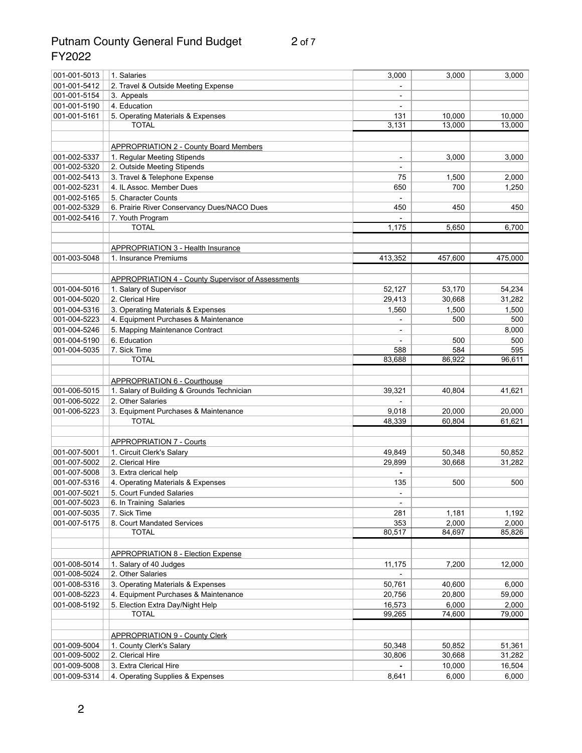# Putnam County General Fund Budget
# FY2022

| | | | | |
|---|---|---|---|---|
| 001-001-5013 | 1. Salaries | 3,000 | 3,000 | 3,000 |
| 001-001-5412 | 2. Travel & Outside Meeting Expense | - | | |
| 001-001-5154 | 3. Appeals | - | | |
| 001-001-5190 | 4. Education | - | | |
| 001-001-5161 | 5. Operating Materials & Expenses | 131 | 10,000 | 10,000 |
| | TOTAL | 3,131 | 13,000 | 13,000 |
| | | | | |
| | APPROPRIATION 2 - County Board Members | | | |
| 001-002-5337 | 1. Regular Meeting Stipends | - | 3,000 | 3,000 |
| 001-002-5320 | 2. Outside Meeting Stipends | - | | |
| 001-002-5413 | 3. Travel & Telephone Expense | 75 | 1,500 | 2,000 |
| 001-002-5231 | 4. IL Assoc. Member Dues | 650 | 700 | 1,250 |
| 001-002-5165 | 5. Character Counts | - | | |
| 001-002-5329 | 6. Prairie River Conservancy Dues/NACO Dues | 450 | 450 | 450 |
| 001-002-5416 | 7. Youth Program | - | | |
| | TOTAL | 1,175 | 5,650 | 6,700 |
| | | | | |
| | APPROPRIATION 3 - Health Insurance | | | |
| 001-003-5048 | 1. Insurance Premiums | 413,352 | 457,600 | 475,000 |
| | | | | |
| | APPROPRIATION 4 - County Supervisor of Assessments | | | |
| 001-004-5016 | 1. Salary of Supervisor | 52,127 | 53,170 | 54,234 |
| 001-004-5020 | 2. Clerical Hire | 29,413 | 30,668 | 31,282 |
| 001-004-5316 | 3. Operating Materials & Expenses | 1,560 | 1,500 | 1,500 |
| 001-004-5223 | 4. Equipment Purchases & Maintenance | - | 500 | 500 |
| 001-004-5246 | 5. Mapping Maintenance Contract | - | | 8,000 |
| 001-004-5190 | 6. Education | - | 500 | 500 |
| 001-004-5035 | 7. Sick Time | 588 | 584 | 595 |
| | TOTAL | 83,688 | 86,922 | 96,611 |
| | | | | |
| | APPROPRIATION 6 - Courthouse | | | |
| 001-006-5015 | 1. Salary of Building & Grounds Technician | 39,321 | 40,804 | 41,621 |
| 001-006-5022 | 2. Other Salaries | - | | |
| 001-006-5223 | 3. Equipment Purchases & Maintenance | 9,018 | 20,000 | 20,000 |
| | TOTAL | 48,339 | 60,804 | 61,621 |
| | | | | |
| | APPROPRIATION 7 - Courts | | | |
| 001-007-5001 | 1. Circuit Clerk's Salary | 49,849 | 50,348 | 50,852 |
| 001-007-5002 | 2. Clerical Hire | 29,899 | 30,668 | 31,282 |
| 001-007-5008 | 3. Extra clerical help | - | | |
| 001-007-5316 | 4. Operating Materials & Expenses | 135 | 500 | 500 |
| 001-007-5021 | 5. Court Funded Salaries | - | | |
| 001-007-5023 | 6. In Training Salaries | - | | |
| 001-007-5035 | 7. Sick Time | 281 | 1,181 | 1,192 |
| 001-007-5175 | 8. Court Mandated Services | 353 | 2,000 | 2,000 |
| | TOTAL | 80,517 | 84,697 | 85,826 |
| | | | | |
| | APPROPRIATION 8 - Election Expense | | | |
| 001-008-5014 | 1. Salary of 40 Judges | 11,175 | 7,200 | 12,000 |
| 001-008-5024 | 2. Other Salaries | - | | |
| 001-008-5316 | 3. Operating Materials & Expenses | 50,761 | 40,600 | 6,000 |
| 001-008-5223 | 4. Equipment Purchases & Maintenance | 20,756 | 20,800 | 59,000 |
| 001-008-5192 | 5. Election Extra Day/Night Help | 16,573 | 6,000 | 2,000 |
| | TOTAL | 99,265 | 74,600 | 79,000 |
| | | | | |
| | APPROPRIATION 9 - County Clerk | | | |
| 001-009-5004 | 1. County Clerk's Salary | 50,348 | 50,852 | 51,361 |
| 001-009-5002 | 2. Clerical Hire | 30,806 | 30,668 | 31,282 |
| 001-009-5008 | 3. Extra Clerical Hire | - | 10,000 | 16,504 |
| 001-009-5314 | 4. Operating Supplies & Expenses | 8,641 | 6,000 | 6,000 |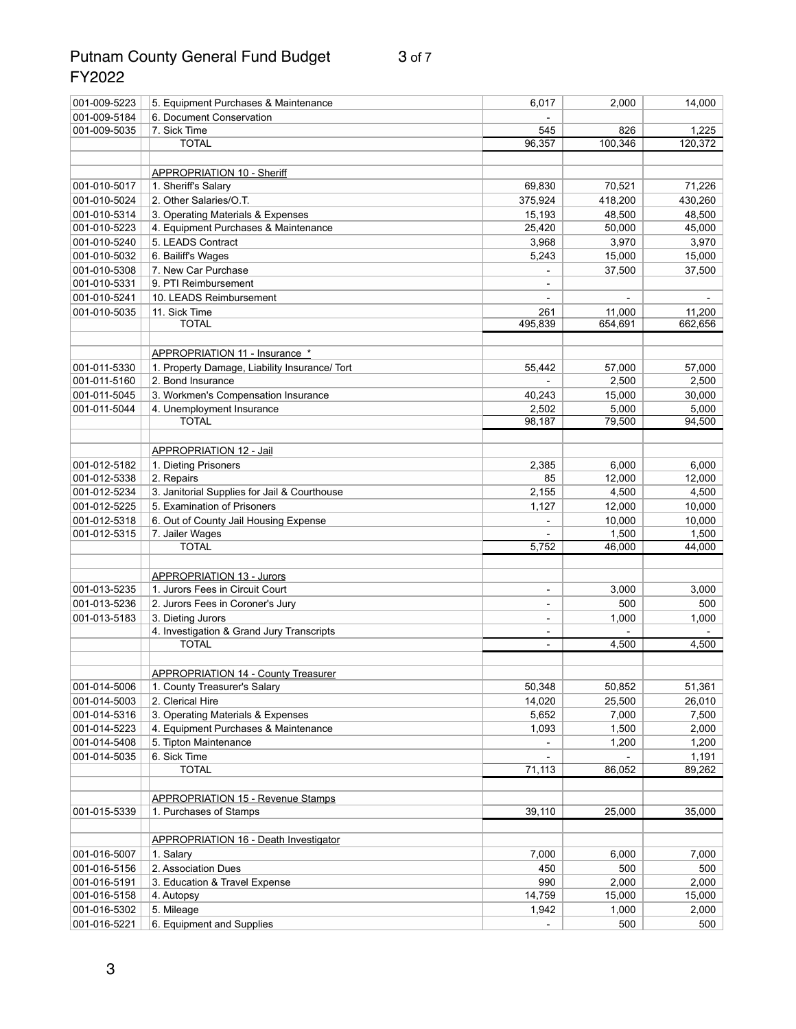| Account | Description | | | |
|---|---|---|---|---|
| 001-009-5223 | 5. Equipment Purchases & Maintenance | 6,017 | 2,000 | 14,000 |
| 001-009-5184 | 6. Document Conservation | - | | |
| 001-009-5035 | 7. Sick Time | 545 | 826 | 1,225 |
| | TOTAL | 96,357 | 100,346 | 120,372 |
| | | | | |
| | APPROPRIATION 10 - Sheriff | | | |
| 001-010-5017 | 1. Sheriff's Salary | 69,830 | 70,521 | 71,226 |
| 001-010-5024 | 2. Other Salaries/O.T. | 375,924 | 418,200 | 430,260 |
| 001-010-5314 | 3. Operating Materials & Expenses | 15,193 | 48,500 | 48,500 |
| 001-010-5223 | 4. Equipment Purchases & Maintenance | 25,420 | 50,000 | 45,000 |
| 001-010-5240 | 5. LEADS Contract | 3,968 | 3,970 | 3,970 |
| 001-010-5032 | 6. Bailiff's Wages | 5,243 | 15,000 | 15,000 |
| 001-010-5308 | 7. New Car Purchase | - | 37,500 | 37,500 |
| 001-010-5331 | 9. PTI Reimbursement | - | | |
| 001-010-5241 | 10. LEADS Reimbursement | - | - | - |
| 001-010-5035 | 11. Sick Time | 261 | 11,000 | 11,200 |
| | TOTAL | 495,839 | 654,691 | 662,656 |
| | | | | |
| | APPROPRIATION 11 - Insurance * | | | |
| 001-011-5330 | 1. Property Damage, Liability Insurance/ Tort | 55,442 | 57,000 | 57,000 |
| 001-011-5160 | 2. Bond Insurance | - | 2,500 | 2,500 |
| 001-011-5045 | 3. Workmen's Compensation Insurance | 40,243 | 15,000 | 30,000 |
| 001-011-5044 | 4. Unemployment Insurance | 2,502 | 5,000 | 5,000 |
| | TOTAL | 98,187 | 79,500 | 94,500 |
| | | | | |
| | APPROPRIATION 12 - Jail | | | |
| 001-012-5182 | 1. Dieting Prisoners | 2,385 | 6,000 | 6,000 |
| 001-012-5338 | 2. Repairs | 85 | 12,000 | 12,000 |
| 001-012-5234 | 3. Janitorial Supplies for Jail & Courthouse | 2,155 | 4,500 | 4,500 |
| 001-012-5225 | 5. Examination of Prisoners | 1,127 | 12,000 | 10,000 |
| 001-012-5318 | 6. Out of County Jail Housing Expense | - | 10,000 | 10,000 |
| 001-012-5315 | 7. Jailer Wages | - | 1,500 | 1,500 |
| | TOTAL | 5,752 | 46,000 | 44,000 |
| | | | | |
| | APPROPRIATION 13 - Jurors | | | |
| 001-013-5235 | 1. Jurors Fees in Circuit Court | - | 3,000 | 3,000 |
| 001-013-5236 | 2. Jurors Fees in Coroner's Jury | - | 500 | 500 |
| 001-013-5183 | 3. Dieting Jurors | - | 1,000 | 1,000 |
| | 4. Investigation & Grand Jury Transcripts | - | - | - |
| | TOTAL | - | 4,500 | 4,500 |
| | | | | |
| | APPROPRIATION 14 - County Treasurer | | | |
| 001-014-5006 | 1. County Treasurer's Salary | 50,348 | 50,852 | 51,361 |
| 001-014-5003 | 2. Clerical Hire | 14,020 | 25,500 | 26,010 |
| 001-014-5316 | 3. Operating Materials & Expenses | 5,652 | 7,000 | 7,500 |
| 001-014-5223 | 4. Equipment Purchases & Maintenance | 1,093 | 1,500 | 2,000 |
| 001-014-5408 | 5. Tipton Maintenance | - | 1,200 | 1,200 |
| 001-014-5035 | 6. Sick Time | - | - | 1,191 |
| | TOTAL | 71,113 | 86,052 | 89,262 |
| | | | | |
| | APPROPRIATION 15 - Revenue Stamps | | | |
| 001-015-5339 | 1. Purchases of Stamps | 39,110 | 25,000 | 35,000 |
| | | | | |
| | APPROPRIATION 16 - Death Investigator | | | |
| 001-016-5007 | 1. Salary | 7,000 | 6,000 | 7,000 |
| 001-016-5156 | 2. Association Dues | 450 | 500 | 500 |
| 001-016-5191 | 3. Education & Travel Expense | 990 | 2,000 | 2,000 |
| 001-016-5158 | 4. Autopsy | 14,759 | 15,000 | 15,000 |
| 001-016-5302 | 5. Mileage | 1,942 | 1,000 | 2,000 |
| 001-016-5221 | 6. Equipment and Supplies | - | 500 | 500 |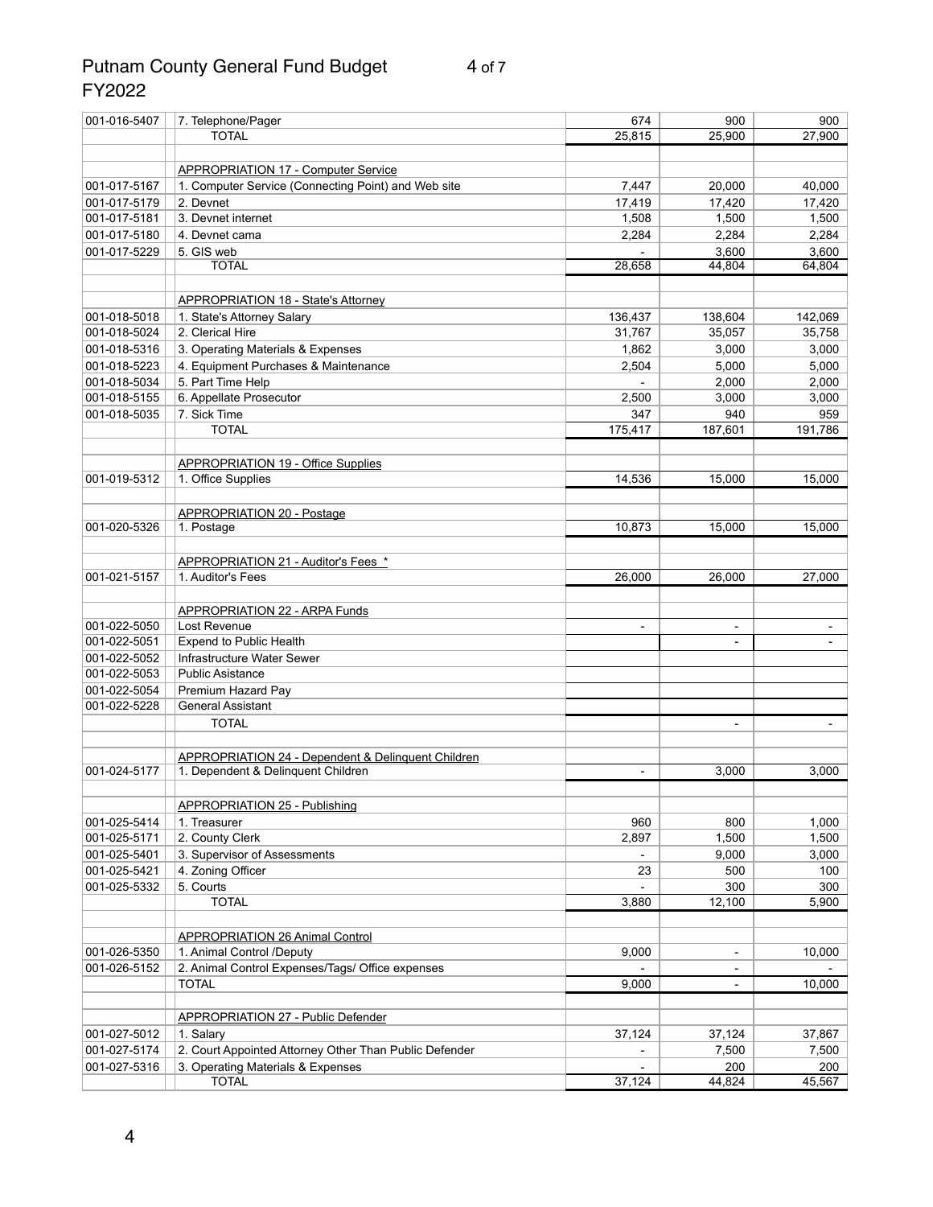# Putnam County General Fund Budget FY2022

| | | | | |
|---|---|---|---|---|
| 001-016-5407 | 7. Telephone/Pager | 674 | 900 | 900 |
| | TOTAL | 25,815 | 25,900 | 27,900 |
| | | | | |
| | APPROPRIATION 17 - Computer Service | | | |
| 001-017-5167 | 1. Computer Service (Connecting Point) and Web site | 7,447 | 20,000 | 40,000 |
| 001-017-5179 | 2. Devnet | 17,419 | 17,420 | 17,420 |
| 001-017-5181 | 3. Devnet internet | 1,508 | 1,500 | 1,500 |
| 001-017-5180 | 4. Devnet cama | 2,284 | 2,284 | 2,284 |
| 001-017-5229 | 5. GIS web | - | 3,600 | 3,600 |
| | TOTAL | 28,658 | 44,804 | 64,804 |
| | | | | |
| | APPROPRIATION 18 - State's Attorney | | | |
| 001-018-5018 | 1. State's Attorney Salary | 136,437 | 138,604 | 142,069 |
| 001-018-5024 | 2. Clerical Hire | 31,767 | 35,057 | 35,758 |
| 001-018-5316 | 3. Operating Materials & Expenses | 1,862 | 3,000 | 3,000 |
| 001-018-5223 | 4. Equipment Purchases & Maintenance | 2,504 | 5,000 | 5,000 |
| 001-018-5034 | 5. Part Time Help | - | 2,000 | 2,000 |
| 001-018-5155 | 6. Appellate Prosecutor | 2,500 | 3,000 | 3,000 |
| 001-018-5035 | 7. Sick Time | 347 | 940 | 959 |
| | TOTAL | 175,417 | 187,601 | 191,786 |
| | | | | |
| | APPROPRIATION 19 - Office Supplies | | | |
| 001-019-5312 | 1. Office Supplies | 14,536 | 15,000 | 15,000 |
| | | | | |
| | APPROPRIATION 20 - Postage | | | |
| 001-020-5326 | 1. Postage | 10,873 | 15,000 | 15,000 |
| | | | | |
| | APPROPRIATION 21 - Auditor's Fees * | | | |
| 001-021-5157 | 1. Auditor's Fees | 26,000 | 26,000 | 27,000 |
| | | | | |
| | APPROPRIATION 22 - ARPA Funds | | | |
| 001-022-5050 | Lost Revenue | - | - | - |
| 001-022-5051 | Expend to Public Health | | - | - |
| 001-022-5052 | Infrastructure Water Sewer | | | |
| 001-022-5053 | Public Asistance | | | |
| 001-022-5054 | Premium Hazard Pay | | | |
| 001-022-5228 | General Assistant | | | |
| | TOTAL | | - | - |
| | | | | |
| | APPROPRIATION 24 - Dependent & Delinquent Children | | | |
| 001-024-5177 | 1. Dependent & Delinquent Children | - | 3,000 | 3,000 |
| | | | | |
| | APPROPRIATION 25 - Publishing | | | |
| 001-025-5414 | 1. Treasurer | 960 | 800 | 1,000 |
| 001-025-5171 | 2. County Clerk | 2,897 | 1,500 | 1,500 |
| 001-025-5401 | 3. Supervisor of Assessments | - | 9,000 | 3,000 |
| 001-025-5421 | 4. Zoning Officer | 23 | 500 | 100 |
| 001-025-5332 | 5. Courts | - | 300 | 300 |
| | TOTAL | 3,880 | 12,100 | 5,900 |
| | | | | |
| | APPROPRIATION 26 Animal Control | | | |
| 001-026-5350 | 1. Animal Control /Deputy | 9,000 | - | 10,000 |
| 001-026-5152 | 2. Animal Control Expenses/Tags/ Office expenses | - | - | - |
| | TOTAL | 9,000 | - | 10,000 |
| | | | | |
| | APPROPRIATION 27 - Public Defender | | | |
| 001-027-5012 | 1. Salary | 37,124 | 37,124 | 37,867 |
| 001-027-5174 | 2. Court Appointed Attorney Other Than Public Defender | - | 7,500 | 7,500 |
| 001-027-5316 | 3. Operating Materials & Expenses | - | 200 | 200 |
| | TOTAL | 37,124 | 44,824 | 45,567 |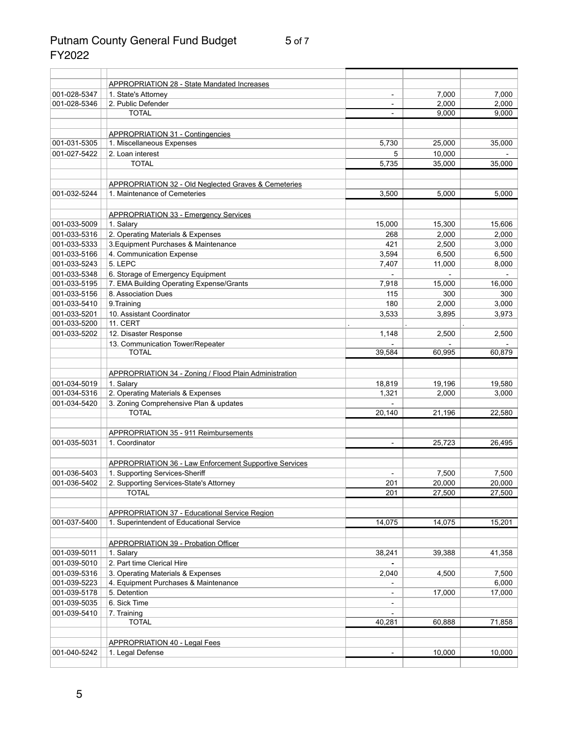# Putnam County General Fund Budget FY2022

| | | | | |
|---|---|---|---|---|
| | APPROPRIATION 28 - State Mandated Increases | | | |
| 001-028-5347 | 1. State's Attorney | - | 7,000 | 7,000 |
| 001-028-5346 | 2. Public Defender | - | 2,000 | 2,000 |
| | TOTAL | - | 9,000 | 9,000 |
| | | | | |
| | APPROPRIATION 31 - Contingencies | | | |
| 001-031-5305 | 1. Miscellaneous Expenses | 5,730 | 25,000 | 35,000 |
| 001-027-5422 | 2. Loan interest | 5 | 10,000 | - |
| | TOTAL | 5,735 | 35,000 | 35,000 |
| | | | | |
| | APPROPRIATION 32 - Old Neglected Graves & Cemeteries | | | |
| 001-032-5244 | 1. Maintenance of Cemeteries | 3,500 | 5,000 | 5,000 |
| | | | | |
| | APPROPRIATION 33 - Emergency Services | | | |
| 001-033-5009 | 1. Salary | 15,000 | 15,300 | 15,606 |
| 001-033-5316 | 2. Operating Materials & Expenses | 268 | 2,000 | 2,000 |
| 001-033-5333 | 3.Equipment Purchases & Maintenance | 421 | 2,500 | 3,000 |
| 001-033-5166 | 4. Communication Expense | 3,594 | 6,500 | 6,500 |
| 001-033-5243 | 5. LEPC | 7,407 | 11,000 | 8,000 |
| 001-033-5348 | 6. Storage of Emergency Equipment | - | - | - |
| 001-033-5195 | 7. EMA Building Operating Expense/Grants | 7,918 | 15,000 | 16,000 |
| 001-033-5156 | 8. Association Dues | 115 | 300 | 300 |
| 001-033-5410 | 9.Training | 180 | 2,000 | 3,000 |
| 001-033-5201 | 10. Assistant Coordinator | 3,533 | 3,895 | 3,973 |
| 001-033-5200 | 11. CERT | . | . | . |
| 001-033-5202 | 12. Disaster Response | 1,148 | 2,500 | 2,500 |
| | 13. Communication Tower/Repeater | - | - | - |
| | TOTAL | 39,584 | 60,995 | 60,879 |
| | | | | |
| | APPROPRIATION 34 - Zoning / Flood Plain Administration | | | |
| 001-034-5019 | 1. Salary | 18,819 | 19,196 | 19,580 |
| 001-034-5316 | 2. Operating Materials & Expenses | 1,321 | 2,000 | 3,000 |
| 001-034-5420 | 3. Zoning Comprehensive Plan & updates | - | | |
| | TOTAL | 20,140 | 21,196 | 22,580 |
| | | | | |
| | APPROPRIATION 35 - 911 Reimbursements | | | |
| 001-035-5031 | 1. Coordinator | - | 25,723 | 26,495 |
| | | | | |
| | APPROPRIATION 36 - Law Enforcement Supportive Services | | | |
| 001-036-5403 | 1. Supporting Services-Sheriff | - | 7,500 | 7,500 |
| 001-036-5402 | 2. Supporting Services-State's Attorney | 201 | 20,000 | 20,000 |
| | TOTAL | 201 | 27,500 | 27,500 |
| | | | | |
| | APPROPRIATION 37 - Educational Service Region | | | |
| 001-037-5400 | 1. Superintendent of Educational Service | 14,075 | 14,075 | 15,201 |
| | | | | |
| | APPROPRIATION 39 - Probation Officer | | | |
| 001-039-5011 | 1. Salary | 38,241 | 39,388 | 41,358 |
| 001-039-5010 | 2. Part time Clerical Hire | - | | |
| 001-039-5316 | 3. Operating Materials & Expenses | 2,040 | 4,500 | 7,500 |
| 001-039-5223 | 4. Equipment Purchases & Maintenance | - | | 6,000 |
| 001-039-5178 | 5. Detention | - | 17,000 | 17,000 |
| 001-039-5035 | 6. Sick Time | - | | |
| 001-039-5410 | 7. Training | - | | |
| | TOTAL | 40,281 | 60,888 | 71,858 |
| | | | | |
| | APPROPRIATION 40 - Legal Fees | | | |
| 001-040-5242 | 1. Legal Defense | - | 10,000 | 10,000 |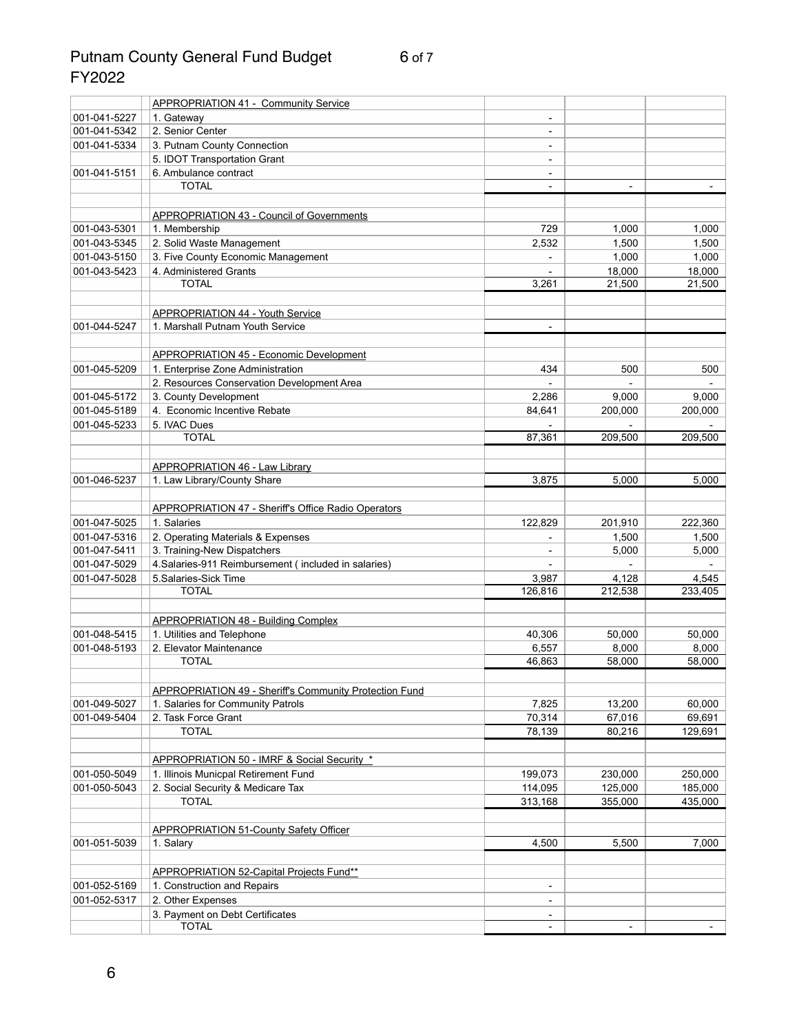# Putnam County General Fund Budget
# FY2022

| | | | | |
|---|---|---|---|---|
| | APPROPRIATION 41 - Community Service | | | |
| 001-041-5227 | 1. Gateway | - | | |
| 001-041-5342 | 2. Senior Center | - | | |
| 001-041-5334 | 3. Putnam County Connection | - | | |
| | 5. IDOT Transportation Grant | - | | |
| 001-041-5151 | 6. Ambulance contract | - | | |
| | TOTAL | - | - | - |
| | | | | |
| | APPROPRIATION 43 - Council of Governments | | | |
| 001-043-5301 | 1. Membership | 729 | 1,000 | 1,000 |
| 001-043-5345 | 2. Solid Waste Management | 2,532 | 1,500 | 1,500 |
| 001-043-5150 | 3. Five County Economic Management | - | 1,000 | 1,000 |
| 001-043-5423 | 4. Administered Grants | - | 18,000 | 18,000 |
| | TOTAL | 3,261 | 21,500 | 21,500 |
| | | | | |
| | APPROPRIATION 44 - Youth Service | | | |
| 001-044-5247 | 1. Marshall Putnam Youth Service | - | | |
| | | | | |
| | APPROPRIATION 45 - Economic Development | | | |
| 001-045-5209 | 1. Enterprise Zone Administration | 434 | 500 | 500 |
| | 2. Resources Conservation Development Area | - | - | - |
| 001-045-5172 | 3. County Development | 2,286 | 9,000 | 9,000 |
| 001-045-5189 | 4. Economic Incentive Rebate | 84,641 | 200,000 | 200,000 |
| 001-045-5233 | 5. IVAC Dues | - | - | - |
| | TOTAL | 87,361 | 209,500 | 209,500 |
| | | | | |
| | APPROPRIATION 46 - Law Library | | | |
| 001-046-5237 | 1. Law Library/County Share | 3,875 | 5,000 | 5,000 |
| | | | | |
| | APPROPRIATION 47 - Sheriff's Office Radio Operators | | | |
| 001-047-5025 | 1. Salaries | 122,829 | 201,910 | 222,360 |
| 001-047-5316 | 2. Operating Materials & Expenses | - | 1,500 | 1,500 |
| 001-047-5411 | 3. Training-New Dispatchers | - | 5,000 | 5,000 |
| 001-047-5029 | 4.Salaries-911 Reimbursement ( included in salaries) | - | - | - |
| 001-047-5028 | 5.Salaries-Sick Time | 3,987 | 4,128 | 4,545 |
| | TOTAL | 126,816 | 212,538 | 233,405 |
| | | | | |
| | APPROPRIATION 48 - Building Complex | | | |
| 001-048-5415 | 1. Utilities and Telephone | 40,306 | 50,000 | 50,000 |
| 001-048-5193 | 2. Elevator Maintenance | 6,557 | 8,000 | 8,000 |
| | TOTAL | 46,863 | 58,000 | 58,000 |
| | | | | |
| | APPROPRIATION 49 - Sheriff's Community Protection Fund | | | |
| 001-049-5027 | 1. Salaries for Community Patrols | 7,825 | 13,200 | 60,000 |
| 001-049-5404 | 2. Task Force Grant | 70,314 | 67,016 | 69,691 |
| | TOTAL | 78,139 | 80,216 | 129,691 |
| | | | | |
| | APPROPRIATION 50 - IMRF & Social Security * | | | |
| 001-050-5049 | 1. Illinois Municpal Retirement Fund | 199,073 | 230,000 | 250,000 |
| 001-050-5043 | 2. Social Security & Medicare Tax | 114,095 | 125,000 | 185,000 |
| | TOTAL | 313,168 | 355,000 | 435,000 |
| | | | | |
| | APPROPRIATION 51-County Safety Officer | | | |
| 001-051-5039 | 1. Salary | 4,500 | 5,500 | 7,000 |
| | | | | |
| | APPROPRIATION 52-Capital Projects Fund** | | | |
| 001-052-5169 | 1. Construction and Repairs | - | | |
| 001-052-5317 | 2. Other Expenses | - | | |
| | 3. Payment on Debt Certificates | - | | |
| | TOTAL | - | - | - |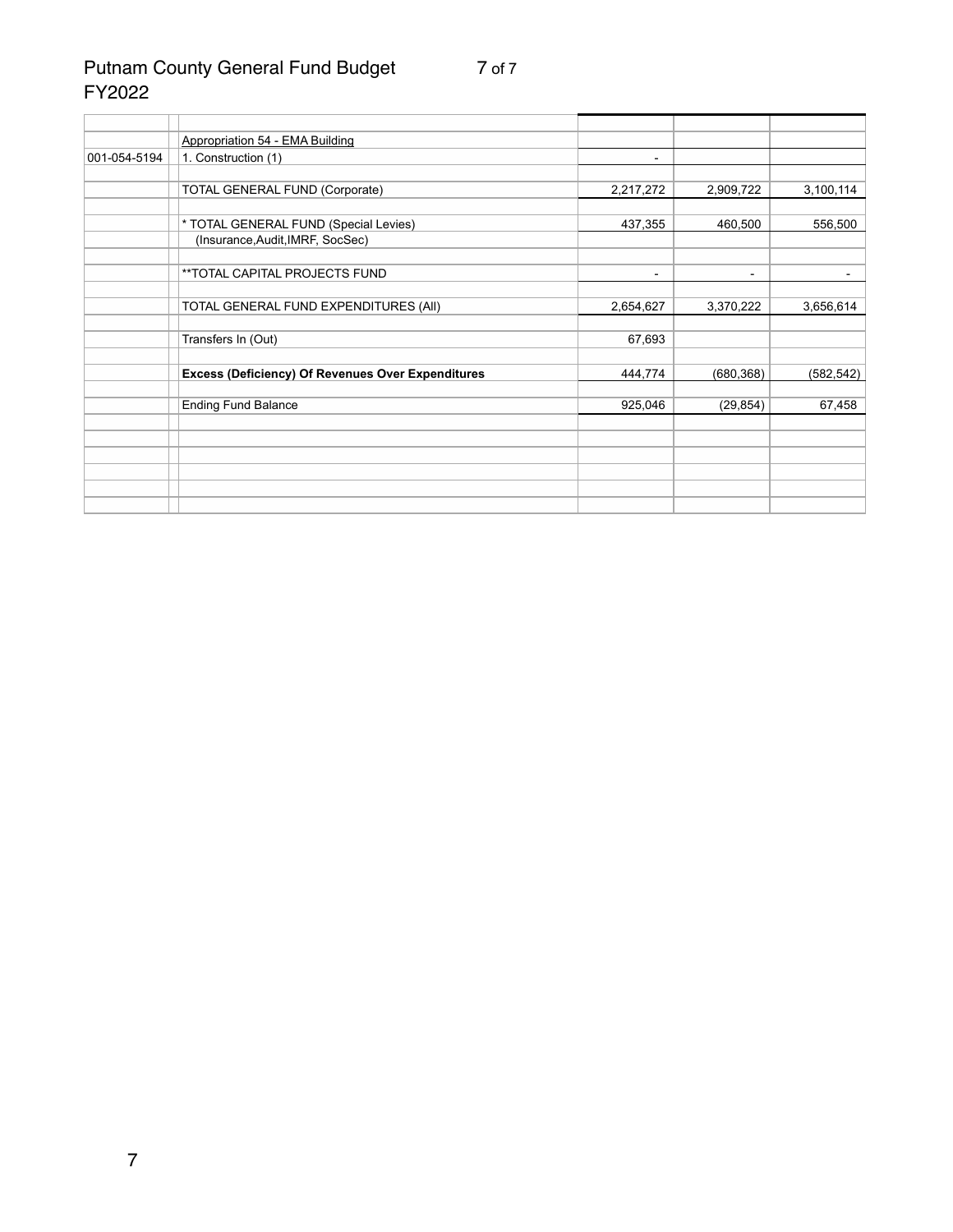# Putnam County General Fund Budget
FY2022

| | | | | | |
|---|---|---|---|---|---|
| | | Appropriation 54 - EMA Building | | | |
| 001-054-5194 | | 1. Construction (1) | - | | |
| | | | | | |
| | | TOTAL GENERAL FUND (Corporate) | 2,217,272 | 2,909,722 | 3,100,114 |
| | | | | | |
| | | * TOTAL GENERAL FUND (Special Levies) | 437,355 | 460,500 | 556,500 |
| | | (Insurance,Audit,IMRF, SocSec) | | | |
| | | | | | |
| | | **TOTAL CAPITAL PROJECTS FUND | - | - | - |
| | | | | | |
| | | TOTAL GENERAL FUND EXPENDITURES (All) | 2,654,627 | 3,370,222 | 3,656,614 |
| | | | | | |
| | | Transfers In (Out) | 67,693 | | |
| | | | | | |
| | | **Excess (Deficiency) Of Revenues Over Expenditures** | 444,774 | (680,368) | (582,542) |
| | | | | | |
| | | Ending Fund Balance | 925,046 | (29,854) | 67,458 |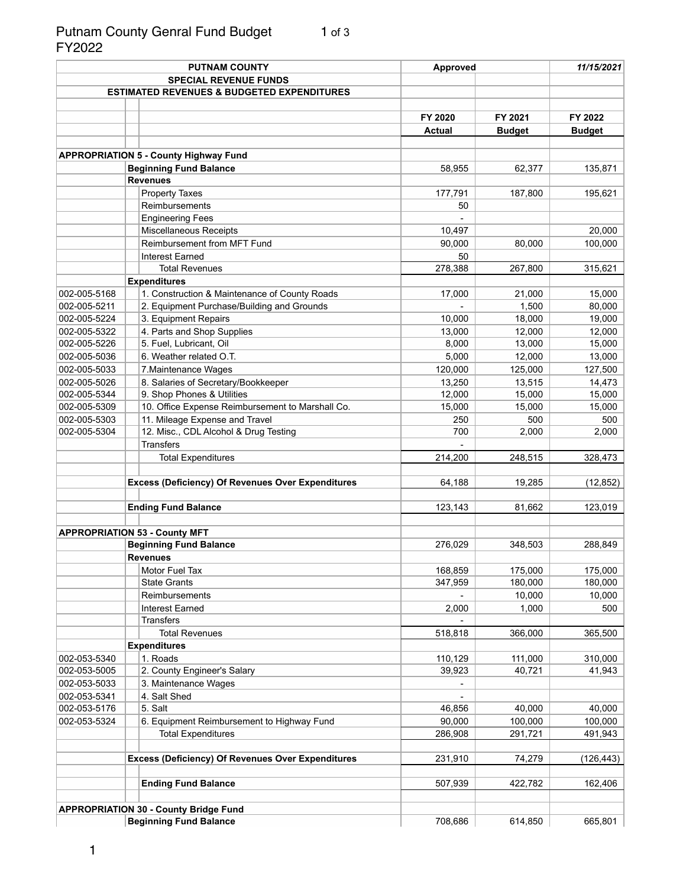# Putnam County Genral Fund Budget
# FY2022

| PUTNAM COUNTY | | Approved | | 11/15/2021 |
|---|---|---|---|---|
| SPECIAL REVENUE FUNDS | | | | |
| ESTIMATED REVENUES & BUDGETED EXPENDITURES | | | | |
| | | FY 2020 Actual | FY 2021 Budget | FY 2022 Budget |
| **APPROPRIATION 5 - County Highway Fund** | | | | |
| | **Beginning Fund Balance** | 58,955 | 62,377 | 135,871 |
| | **Revenues** | | | |
| | Property Taxes | 177,791 | 187,800 | 195,621 |
| | Reimbursements | 50 | | |
| | Engineering Fees | - | | |
| | Miscellaneous Receipts | 10,497 | | 20,000 |
| | Reimbursement from MFT Fund | 90,000 | 80,000 | 100,000 |
| | Interest Earned | 50 | | |
| | Total Revenues | 278,388 | 267,800 | 315,621 |
| | **Expenditures** | | | |
| 002-005-5168 | 1. Construction & Maintenance of County Roads | 17,000 | 21,000 | 15,000 |
| 002-005-5211 | 2. Equipment Purchase/Building and Grounds | - | 1,500 | 80,000 |
| 002-005-5224 | 3. Equipment Repairs | 10,000 | 18,000 | 19,000 |
| 002-005-5322 | 4. Parts and Shop Supplies | 13,000 | 12,000 | 12,000 |
| 002-005-5226 | 5. Fuel, Lubricant, Oil | 8,000 | 13,000 | 15,000 |
| 002-005-5036 | 6. Weather related O.T. | 5,000 | 12,000 | 13,000 |
| 002-005-5033 | 7.Maintenance Wages | 120,000 | 125,000 | 127,500 |
| 002-005-5026 | 8. Salaries of Secretary/Bookkeeper | 13,250 | 13,515 | 14,473 |
| 002-005-5344 | 9. Shop Phones & Utilities | 12,000 | 15,000 | 15,000 |
| 002-005-5309 | 10. Office Expense Reimbursement to Marshall Co. | 15,000 | 15,000 | 15,000 |
| 002-005-5303 | 11. Mileage Expense and Travel | 250 | 500 | 500 |
| 002-005-5304 | 12. Misc., CDL Alcohol & Drug Testing | 700 | 2,000 | 2,000 |
| | Transfers | - | | |
| | Total Expenditures | 214,200 | 248,515 | 328,473 |
| | **Excess (Deficiency) Of Revenues Over Expenditures** | 64,188 | 19,285 | (12,852) |
| | **Ending Fund Balance** | 123,143 | 81,662 | 123,019 |
| **APPROPRIATION 53 - County MFT** | | | | |
| | **Beginning Fund Balance** | 276,029 | 348,503 | 288,849 |
| | **Revenues** | | | |
| | Motor Fuel Tax | 168,859 | 175,000 | 175,000 |
| | State Grants | 347,959 | 180,000 | 180,000 |
| | Reimbursements | - | 10,000 | 10,000 |
| | Interest Earned | 2,000 | 1,000 | 500 |
| | Transfers | - | | |
| | Total Revenues | 518,818 | 366,000 | 365,500 |
| | **Expenditures** | | | |
| 002-053-5340 | 1. Roads | 110,129 | 111,000 | 310,000 |
| 002-053-5005 | 2. County Engineer's Salary | 39,923 | 40,721 | 41,943 |
| 002-053-5033 | 3. Maintenance Wages | - | | |
| 002-053-5341 | 4. Salt Shed | - | | |
| 002-053-5176 | 5. Salt | 46,856 | 40,000 | 40,000 |
| 002-053-5324 | 6. Equipment Reimbursement to Highway Fund | 90,000 | 100,000 | 100,000 |
| | Total Expenditures | 286,908 | 291,721 | 491,943 |
| | **Excess (Deficiency) Of Revenues Over Expenditures** | 231,910 | 74,279 | (126,443) |
| | **Ending Fund Balance** | 507,939 | 422,782 | 162,406 |
| **APPROPRIATION 30 - County Bridge Fund** | | | | |
| | **Beginning Fund Balance** | 708,686 | 614,850 | 665,801 |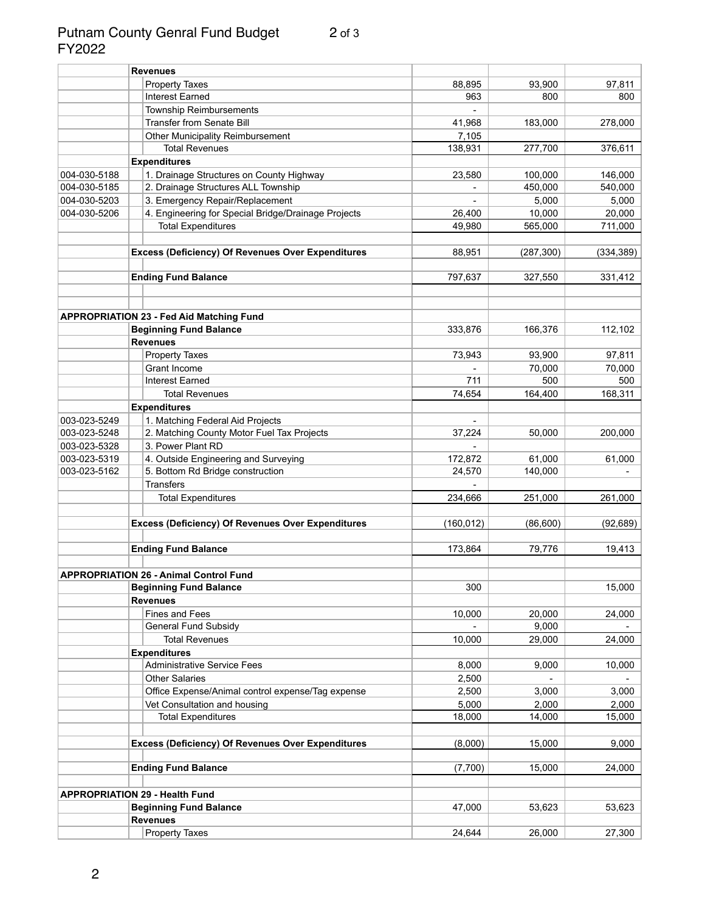# Putnam County Genral Fund Budget FY2022

| Account | Description | | | |
|---|---|---|---|---|
| | **Revenues** | | | |
| | Property Taxes | 88,895 | 93,900 | 97,811 |
| | Interest Earned | 963 | 800 | 800 |
| | Township Reimbursements | - | | |
| | Transfer from Senate Bill | 41,968 | 183,000 | 278,000 |
| | Other Municipality Reimbursement | 7,105 | | |
| | Total Revenues | 138,931 | 277,700 | 376,611 |
| | **Expenditures** | | | |
| 004-030-5188 | 1. Drainage Structures on County Highway | 23,580 | 100,000 | 146,000 |
| 004-030-5185 | 2. Drainage Structures ALL Township | - | 450,000 | 540,000 |
| 004-030-5203 | 3. Emergency Repair/Replacement | - | 5,000 | 5,000 |
| 004-030-5206 | 4. Engineering for Special Bridge/Drainage Projects | 26,400 | 10,000 | 20,000 |
| | Total Expenditures | 49,980 | 565,000 | 711,000 |
| | | | | |
| | **Excess (Deficiency) Of Revenues Over Expenditures** | 88,951 | (287,300) | (334,389) |
| | | | | |
| | **Ending Fund Balance** | 797,637 | 327,550 | 331,412 |
| | | | | |
| | | | | |
| **APPROPRIATION 23 - Fed Aid Matching Fund** | | | | |
| | **Beginning Fund Balance** | 333,876 | 166,376 | 112,102 |
| | **Revenues** | | | |
| | Property Taxes | 73,943 | 93,900 | 97,811 |
| | Grant Income | - | 70,000 | 70,000 |
| | Interest Earned | 711 | 500 | 500 |
| | Total Revenues | 74,654 | 164,400 | 168,311 |
| | **Expenditures** | | | |
| 003-023-5249 | 1. Matching Federal Aid Projects | - | | |
| 003-023-5248 | 2. Matching County Motor Fuel Tax Projects | 37,224 | 50,000 | 200,000 |
| 003-023-5328 | 3. Power Plant RD | - | | |
| 003-023-5319 | 4. Outside Engineering and Surveying | 172,872 | 61,000 | 61,000 |
| 003-023-5162 | 5. Bottom Rd Bridge construction | 24,570 | 140,000 | - |
| | Transfers | - | | |
| | Total Expenditures | 234,666 | 251,000 | 261,000 |
| | | | | |
| | **Excess (Deficiency) Of Revenues Over Expenditures** | (160,012) | (86,600) | (92,689) |
| | | | | |
| | **Ending Fund Balance** | 173,864 | 79,776 | 19,413 |
| | | | | |
| **APPROPRIATION 26 - Animal Control Fund** | | | | |
| | **Beginning Fund Balance** | 300 | | 15,000 |
| | **Revenues** | | | |
| | Fines and Fees | 10,000 | 20,000 | 24,000 |
| | General Fund Subsidy | - | 9,000 | - |
| | Total Revenues | 10,000 | 29,000 | 24,000 |
| | **Expenditures** | | | |
| | Administrative Service Fees | 8,000 | 9,000 | 10,000 |
| | Other Salaries | 2,500 | - | - |
| | Office Expense/Animal control expense/Tag expense | 2,500 | 3,000 | 3,000 |
| | Vet Consultation and housing | 5,000 | 2,000 | 2,000 |
| | Total Expenditures | 18,000 | 14,000 | 15,000 |
| | | | | |
| | **Excess (Deficiency) Of Revenues Over Expenditures** | (8,000) | 15,000 | 9,000 |
| | | | | |
| | **Ending Fund Balance** | (7,700) | 15,000 | 24,000 |
| | | | | |
| **APPROPRIATION 29 - Health Fund** | | | | |
| | **Beginning Fund Balance** | 47,000 | 53,623 | 53,623 |
| | **Revenues** | | | |
| | Property Taxes | 24,644 | 26,000 | 27,300 |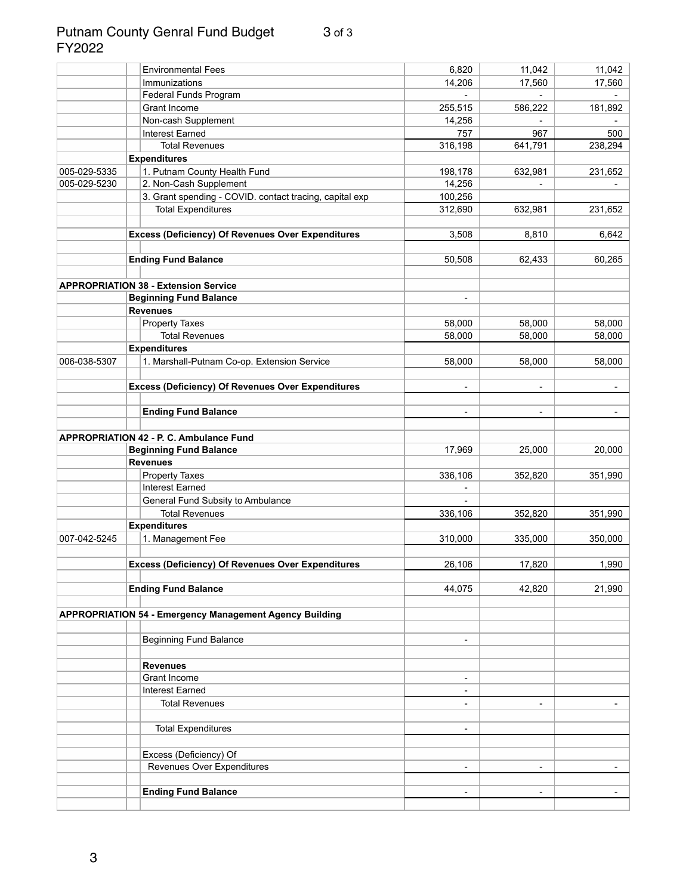| | | | | |
|---|---|---|---|---|
| | Environmental Fees | 6,820 | 11,042 | 11,042 |
| | Immunizations | 14,206 | 17,560 | 17,560 |
| | Federal Funds Program | - | - | - |
| | Grant Income | 255,515 | 586,222 | 181,892 |
| | Non-cash Supplement | 14,256 | - | - |
| | Interest Earned | 757 | 967 | 500 |
| | Total Revenues | 316,198 | 641,791 | 238,294 |
| | **Expenditures** | | | |
| 005-029-5335 | 1. Putnam County Health Fund | 198,178 | 632,981 | 231,652 |
| 005-029-5230 | 2. Non-Cash Supplement | 14,256 | - | - |
| | 3. Grant spending - COVID. contact tracing, capital exp | 100,256 | | |
| | Total Expenditures | 312,690 | 632,981 | 231,652 |
| | | | | |
| | **Excess (Deficiency) Of Revenues Over Expenditures** | 3,508 | 8,810 | 6,642 |
| | | | | |
| | **Ending Fund Balance** | 50,508 | 62,433 | 60,265 |
| | | | | |
| **APPROPRIATION 38 - Extension Service** | | | | |
| | **Beginning Fund Balance** | - | | |
| | **Revenues** | | | |
| | Property Taxes | 58,000 | 58,000 | 58,000 |
| | Total Revenues | 58,000 | 58,000 | 58,000 |
| | **Expenditures** | | | |
| 006-038-5307 | 1. Marshall-Putnam Co-op. Extension Service | 58,000 | 58,000 | 58,000 |
| | | | | |
| | **Excess (Deficiency) Of Revenues Over Expenditures** | - | - | - |
| | | | | |
| | **Ending Fund Balance** | - | - | - |
| | | | | |
| **APPROPRIATION 42 - P. C. Ambulance Fund** | | | | |
| | **Beginning Fund Balance** | 17,969 | 25,000 | 20,000 |
| | **Revenues** | | | |
| | Property Taxes | 336,106 | 352,820 | 351,990 |
| | Interest Earned | - | | |
| | General Fund Subsity to Ambulance | - | | |
| | Total Revenues | 336,106 | 352,820 | 351,990 |
| | **Expenditures** | | | |
| 007-042-5245 | 1. Management Fee | 310,000 | 335,000 | 350,000 |
| | | | | |
| | **Excess (Deficiency) Of Revenues Over Expenditures** | 26,106 | 17,820 | 1,990 |
| | | | | |
| | **Ending Fund Balance** | 44,075 | 42,820 | 21,990 |
| | | | | |
| **APPROPRIATION 54 - Emergency Management Agency Building** | | | | |
| | | | | |
| | Beginning Fund Balance | - | | |
| | | | | |
| | **Revenues** | | | |
| | Grant Income | - | | |
| | Interest Earned | - | | |
| | Total Revenues | - | - | - |
| | | | | |
| | Total Expenditures | - | | |
| | | | | |
| | Excess (Deficiency) Of | | | |
| | Revenues Over Expenditures | - | - | - |
| | | | | |
| | **Ending Fund Balance** | - | - | - |